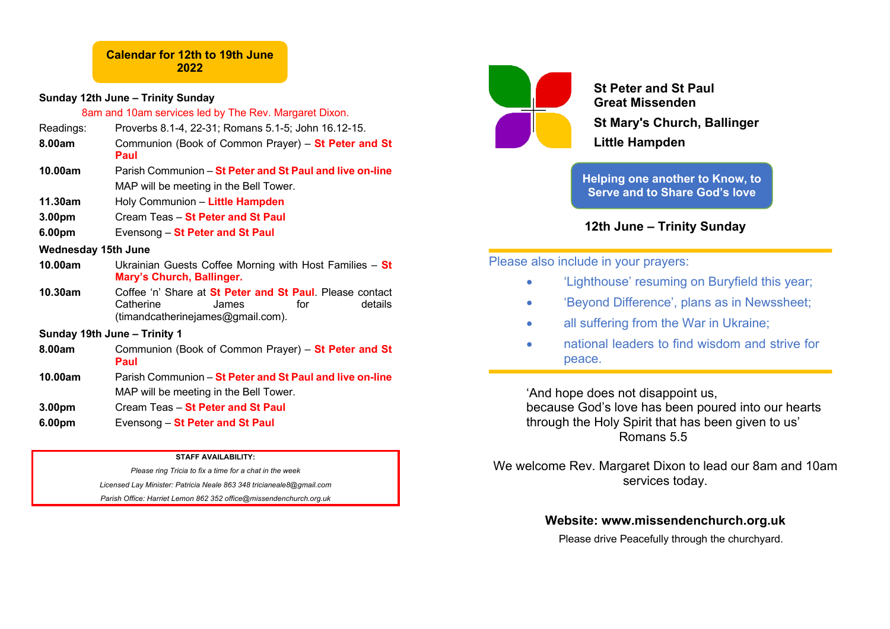## Calendar for 12th to 19th June 2022

### Sunday 12th June – Trinity Sunday

8am and 10am services led by The Rev. Margaret Dixon.

| | |
|---|---|
| Readings: | Proverbs 8.1-4, 22-31; Romans 5.1-5; John 16.12-15. |
| **8.00am** | Communion (Book of Common Prayer) – **St Peter and St Paul** |
| **10.00am** | Parish Communion – **St Peter and St Paul and live on-line** |
| | MAP will be meeting in the Bell Tower. |
| **11.30am** | Holy Communion – **Little Hampden** |
| **3.00pm** | Cream Teas – **St Peter and St Paul** |
| **6.00pm** | Evensong – **St Peter and St Paul** |

### Wednesday 15th June

| | |
|---|---|
| **10.00am** | Ukrainian Guests Coffee Morning with Host Families – **St Mary's Church, Ballinger.** |
| **10.30am** | Coffee 'n' Share at **St Peter and St Paul**. Please contact Catherine James for details (timandcatherinejames@gmail.com). |

### Sunday 19th June – Trinity 1

| | |
|---|---|
| **8.00am** | Communion (Book of Common Prayer) – **St Peter and St Paul** |
| **10.00am** | Parish Communion – **St Peter and St Paul and live on-line** |
| | MAP will be meeting in the Bell Tower. |
| **3.00pm** | Cream Teas – **St Peter and St Paul** |
| **6.00pm** | Evensong – **St Peter and St Paul** |

**STAFF AVAILABILITY:**

*Please ring Tricia to fix a time for a chat in the week*

*Licensed Lay Minister: Patricia Neale 863 348 tricianeale8@gmail.com*

*Parish Office: Harriet Lemon 862 352 office@missendenchurch.org.uk*

**St Peter and St Paul**
**Great Missenden**

**St Mary's Church, Ballinger**

**Little Hampden**

**Helping one another to Know, to Serve and to Share God's love**

**12th June – Trinity Sunday**

Please also include in your prayers:

- 'Lighthouse' resuming on Buryfield this year;
- 'Beyond Difference', plans as in Newssheet;
- all suffering from the War in Ukraine;
- national leaders to find wisdom and strive for peace.

'And hope does not disappoint us,
because God's love has been poured into our hearts
through the Holy Spirit that has been given to us'
Romans 5.5

We welcome Rev. Margaret Dixon to lead our 8am and 10am services today.

**Website: www.missendenchurch.org.uk**

Please drive Peacefully through the churchyard.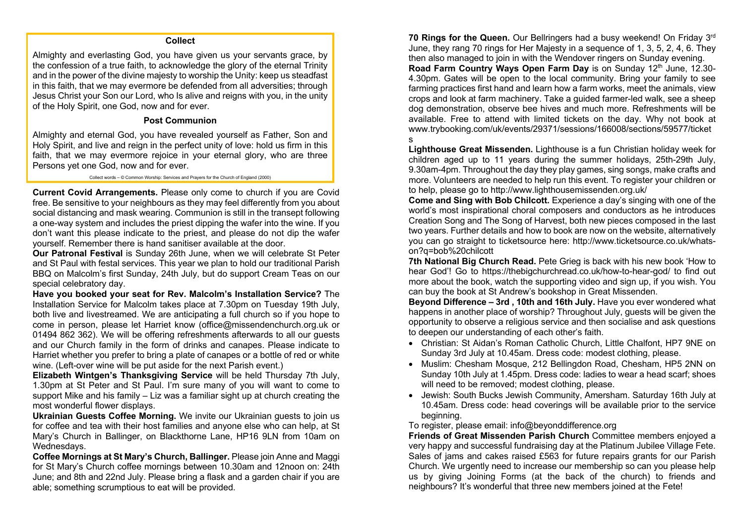### Collect

Almighty and everlasting God, you have given us your servants grace, by the confession of a true faith, to acknowledge the glory of the eternal Trinity and in the power of the divine majesty to worship the Unity: keep us steadfast in this faith, that we may evermore be defended from all adversities; through Jesus Christ your Son our Lord, who Is alive and reigns with you, in the unity of the Holy Spirit, one God, now and for ever.

### Post Communion

Almighty and eternal God, you have revealed yourself as Father, Son and Holy Spirit, and live and reign in the perfect unity of love: hold us firm in this faith, that we may evermore rejoice in your eternal glory, who are three Persons yet one God, now and for ever.

Collect words – © Common Worship: Services and Prayers for the Church of England (2000)

**Current Covid Arrangements.** Please only come to church if you are Covid free. Be sensitive to your neighbours as they may feel differently from you about social distancing and mask wearing. Communion is still in the transept following a one-way system and includes the priest dipping the wafer into the wine. If you don't want this please indicate to the priest, and please do not dip the wafer yourself. Remember there is hand sanitiser available at the door.

**Our Patronal Festival** is Sunday 26th June, when we will celebrate St Peter and St Paul with festal services. This year we plan to hold our traditional Parish BBQ on Malcolm's first Sunday, 24th July, but do support Cream Teas on our special celebratory day.

**Have you booked your seat for Rev. Malcolm's Installation Service?** The Installation Service for Malcolm takes place at 7.30pm on Tuesday 19th July, both live and livestreamed. We are anticipating a full church so if you hope to come in person, please let Harriet know (office@missendenchurch.org.uk or 01494 862 362). We will be offering refreshments afterwards to all our guests and our Church family in the form of drinks and canapes. Please indicate to Harriet whether you prefer to bring a plate of canapes or a bottle of red or white wine. (Left-over wine will be put aside for the next Parish event.)

**Elizabeth Wintgen's Thanksgiving Service** will be held Thursday 7th July, 1.30pm at St Peter and St Paul. I'm sure many of you will want to come to support Mike and his family – Liz was a familiar sight up at church creating the most wonderful flower displays.

**Ukrainian Guests Coffee Morning.** We invite our Ukrainian guests to join us for coffee and tea with their host families and anyone else who can help, at St Mary's Church in Ballinger, on Blackthorne Lane, HP16 9LN from 10am on Wednesdays.

**Coffee Mornings at St Mary's Church, Ballinger.** Please join Anne and Maggi for St Mary's Church coffee mornings between 10.30am and 12noon on: 24th June; and 8th and 22nd July. Please bring a flask and a garden chair if you are able; something scrumptious to eat will be provided.

**70 Rings for the Queen.** Our Bellringers had a busy weekend! On Friday 3rd June, they rang 70 rings for Her Majesty in a sequence of 1, 3, 5, 2, 4, 6. They then also managed to join in with the Wendover ringers on Sunday evening.

**Road Farm Country Ways Open Farm Day** is on Sunday 12th June, 12.30-4.30pm. Gates will be open to the local community. Bring your family to see farming practices first hand and learn how a farm works, meet the animals, view crops and look at farm machinery. Take a guided farmer-led walk, see a sheep dog demonstration, observe bee hives and much more. Refreshments will be available. Free to attend with limited tickets on the day. Why not book at www.trybooking.com/uk/events/29371/sessions/166008/sections/59577/tickets

**Lighthouse Great Missenden.** Lighthouse is a fun Christian holiday week for children aged up to 11 years during the summer holidays, 25th-29th July, 9.30am-4pm. Throughout the day they play games, sing songs, make crafts and more. Volunteers are needed to help run this event. To register your children or to help, please go to http://www.lighthousemissenden.org.uk/

**Come and Sing with Bob Chilcott.** Experience a day's singing with one of the world's most inspirational choral composers and conductors as he introduces Creation Song and The Song of Harvest, both new pieces composed in the last two years. Further details and how to book are now on the website, alternatively you can go straight to ticketsource here: http://www.ticketsource.co.uk/whats-on?q=bob%20chilcott

**7th National Big Church Read.** Pete Grieg is back with his new book 'How to hear God'! Go to https://thebigchurchread.co.uk/how-to-hear-god/ to find out more about the book, watch the supporting video and sign up, if you wish. You can buy the book at St Andrew's bookshop in Great Missenden.

**Beyond Difference – 3rd , 10th and 16th July.** Have you ever wondered what happens in another place of worship? Throughout July, guests will be given the opportunity to observe a religious service and then socialise and ask questions to deepen our understanding of each other's faith.

- Christian: St Aidan's Roman Catholic Church, Little Chalfont, HP7 9NE on Sunday 3rd July at 10.45am. Dress code: modest clothing, please.
- Muslim: Chesham Mosque, 212 Bellingdon Road, Chesham, HP5 2NN on Sunday 10th July at 1.45pm. Dress code: ladies to wear a head scarf; shoes will need to be removed; modest clothing, please.
- Jewish: South Bucks Jewish Community, Amersham. Saturday 16th July at 10.45am. Dress code: head coverings will be available prior to the service beginning.

To register, please email: info@beyonddifference.org

**Friends of Great Missenden Parish Church** Committee members enjoyed a very happy and successful fundraising day at the Platinum Jubilee Village Fete. Sales of jams and cakes raised £563 for future repairs grants for our Parish Church. We urgently need to increase our membership so can you please help us by giving Joining Forms (at the back of the church) to friends and neighbours? It's wonderful that three new members joined at the Fete!